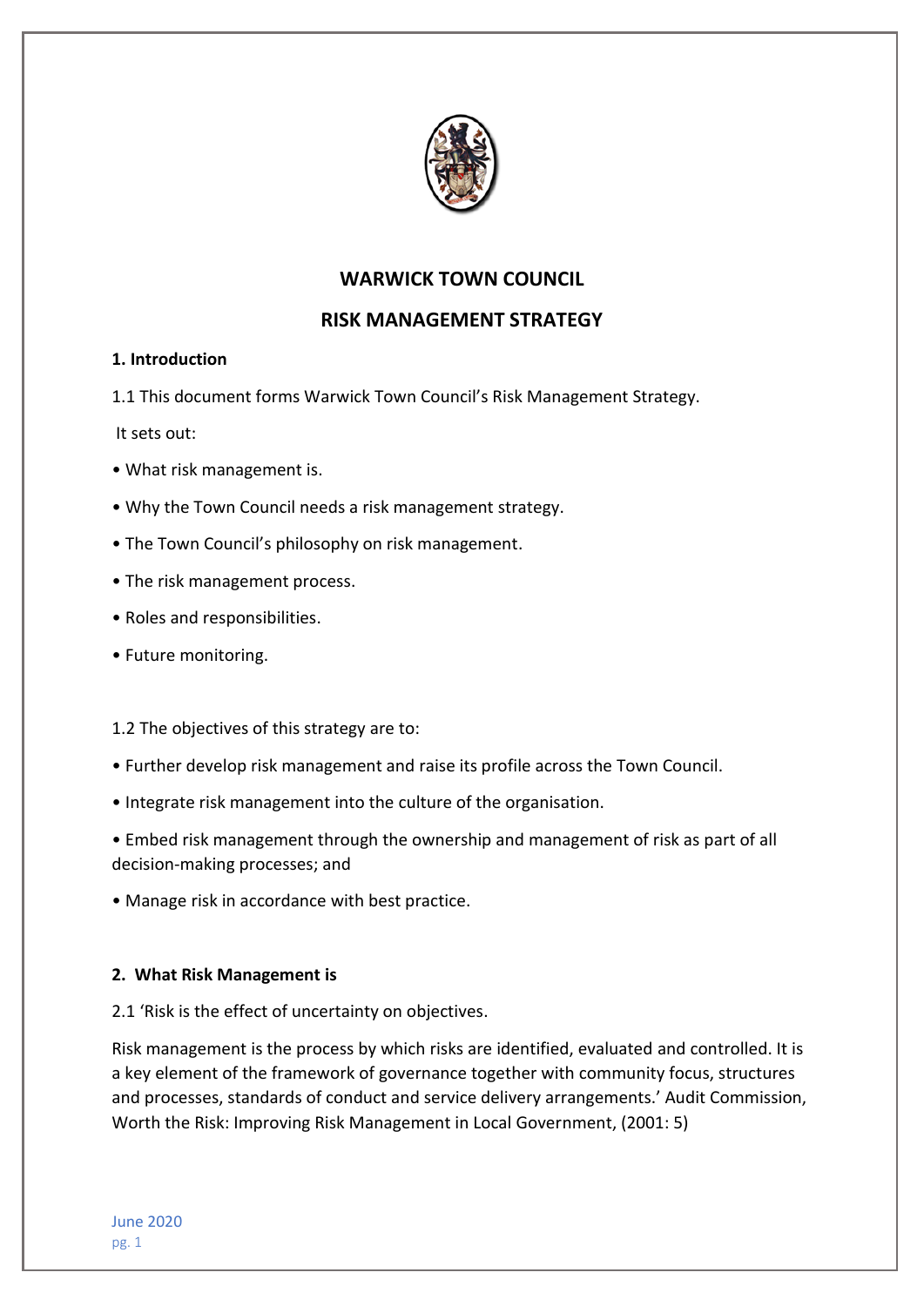# WARWICK TOWN COUNCIL

# RISK MANAGEMENT STRATEGY

## 1. Introduction

1.1 This document forms Warwick Town Council's Risk Management Strategy.

It sets out:

- What risk management is.
- Why the Town Council needs a risk management strategy.
- The Town Council's philosophy on risk management.
- The risk management process.
- Roles and responsibilities.
- Future monitoring.

1.2 The objectives of this strategy are to:

- Further develop risk management and raise its profile across the Town Council.
- Integrate risk management into the culture of the organisation.
- Embed risk management through the ownership and management of risk as part of all decision-making processes; and
- Manage risk in accordance with best practice.

## 2. What Risk Management is

2.1 'Risk is the effect of uncertainty on objectives.

Risk management is the process by which risks are identified, evaluated and controlled. It is a key element of the framework of governance together with community focus, structures and processes, standards of conduct and service delivery arrangements.' Audit Commission, Worth the Risk: Improving Risk Management in Local Government, (2001: 5)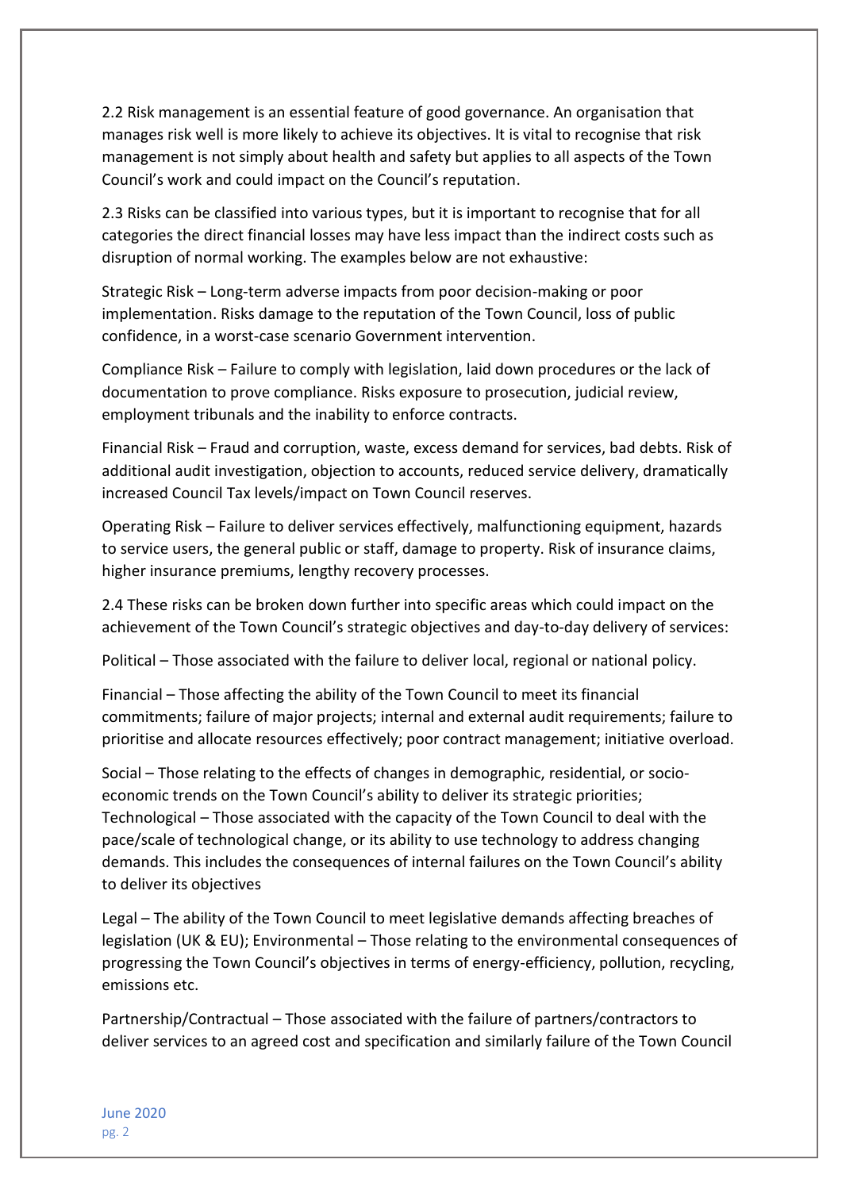2.2 Risk management is an essential feature of good governance. An organisation that manages risk well is more likely to achieve its objectives. It is vital to recognise that risk management is not simply about health and safety but applies to all aspects of the Town Council's work and could impact on the Council's reputation.

2.3 Risks can be classified into various types, but it is important to recognise that for all categories the direct financial losses may have less impact than the indirect costs such as disruption of normal working. The examples below are not exhaustive:

Strategic Risk – Long-term adverse impacts from poor decision-making or poor implementation. Risks damage to the reputation of the Town Council, loss of public confidence, in a worst-case scenario Government intervention.

Compliance Risk – Failure to comply with legislation, laid down procedures or the lack of documentation to prove compliance. Risks exposure to prosecution, judicial review, employment tribunals and the inability to enforce contracts.

Financial Risk – Fraud and corruption, waste, excess demand for services, bad debts. Risk of additional audit investigation, objection to accounts, reduced service delivery, dramatically increased Council Tax levels/impact on Town Council reserves.

Operating Risk – Failure to deliver services effectively, malfunctioning equipment, hazards to service users, the general public or staff, damage to property. Risk of insurance claims, higher insurance premiums, lengthy recovery processes.

2.4 These risks can be broken down further into specific areas which could impact on the achievement of the Town Council's strategic objectives and day-to-day delivery of services:

Political – Those associated with the failure to deliver local, regional or national policy.

Financial – Those affecting the ability of the Town Council to meet its financial commitments; failure of major projects; internal and external audit requirements; failure to prioritise and allocate resources effectively; poor contract management; initiative overload.

Social – Those relating to the effects of changes in demographic, residential, or socio-economic trends on the Town Council's ability to deliver its strategic priorities; Technological – Those associated with the capacity of the Town Council to deal with the pace/scale of technological change, or its ability to use technology to address changing demands. This includes the consequences of internal failures on the Town Council's ability to deliver its objectives

Legal – The ability of the Town Council to meet legislative demands affecting breaches of legislation (UK & EU); Environmental – Those relating to the environmental consequences of progressing the Town Council's objectives in terms of energy-efficiency, pollution, recycling, emissions etc.

Partnership/Contractual – Those associated with the failure of partners/contractors to deliver services to an agreed cost and specification and similarly failure of the Town Council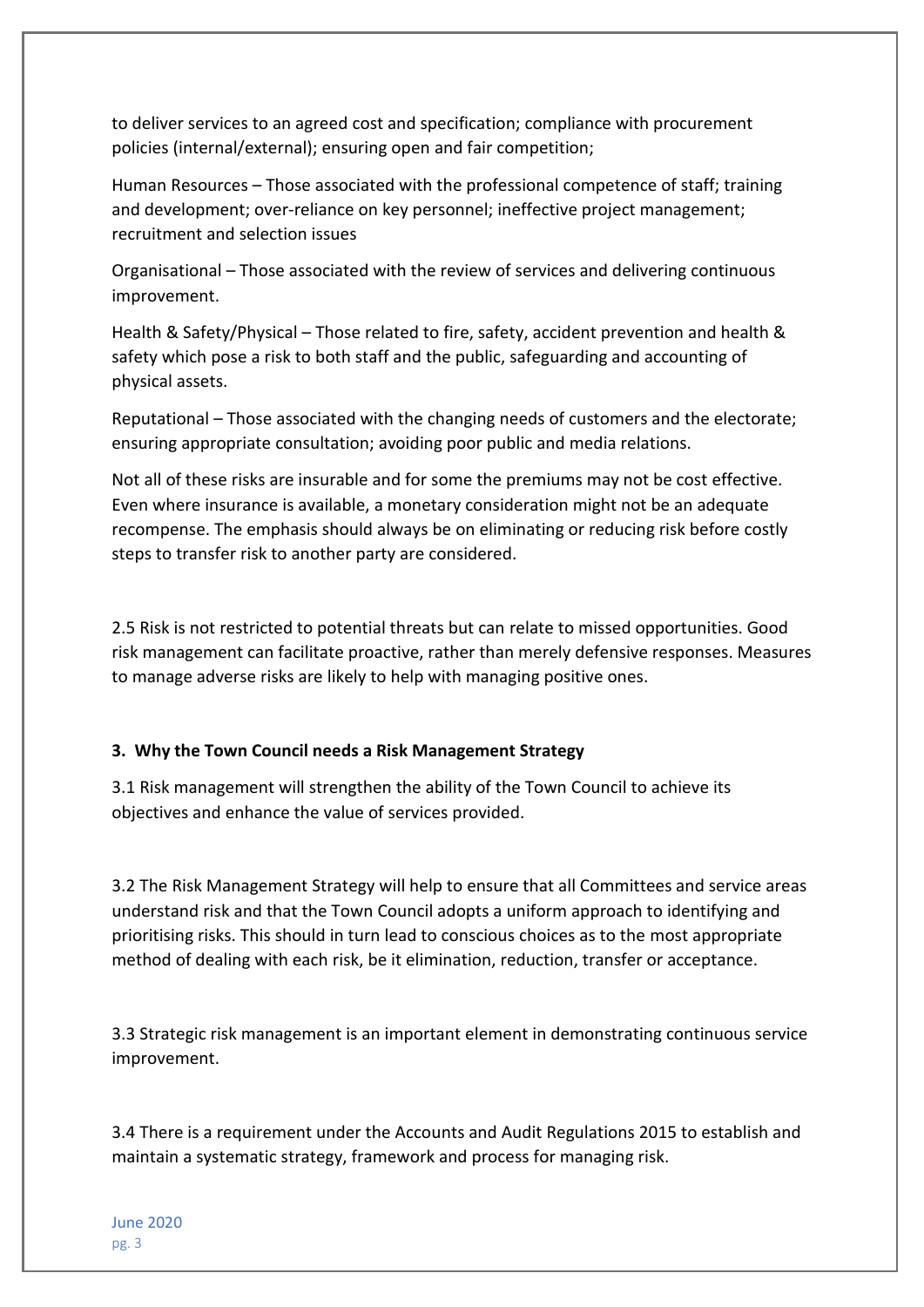to deliver services to an agreed cost and specification; compliance with procurement policies (internal/external); ensuring open and fair competition;

Human Resources – Those associated with the professional competence of staff; training and development; over-reliance on key personnel; ineffective project management; recruitment and selection issues

Organisational – Those associated with the review of services and delivering continuous improvement.

Health & Safety/Physical – Those related to fire, safety, accident prevention and health & safety which pose a risk to both staff and the public, safeguarding and accounting of physical assets.

Reputational – Those associated with the changing needs of customers and the electorate; ensuring appropriate consultation; avoiding poor public and media relations.

Not all of these risks are insurable and for some the premiums may not be cost effective. Even where insurance is available, a monetary consideration might not be an adequate recompense. The emphasis should always be on eliminating or reducing risk before costly steps to transfer risk to another party are considered.

2.5 Risk is not restricted to potential threats but can relate to missed opportunities. Good risk management can facilitate proactive, rather than merely defensive responses. Measures to manage adverse risks are likely to help with managing positive ones.

### 3. Why the Town Council needs a Risk Management Strategy

3.1 Risk management will strengthen the ability of the Town Council to achieve its objectives and enhance the value of services provided.

3.2 The Risk Management Strategy will help to ensure that all Committees and service areas understand risk and that the Town Council adopts a uniform approach to identifying and prioritising risks. This should in turn lead to conscious choices as to the most appropriate method of dealing with each risk, be it elimination, reduction, transfer or acceptance.

3.3 Strategic risk management is an important element in demonstrating continuous service improvement.

3.4 There is a requirement under the Accounts and Audit Regulations 2015 to establish and maintain a systematic strategy, framework and process for managing risk.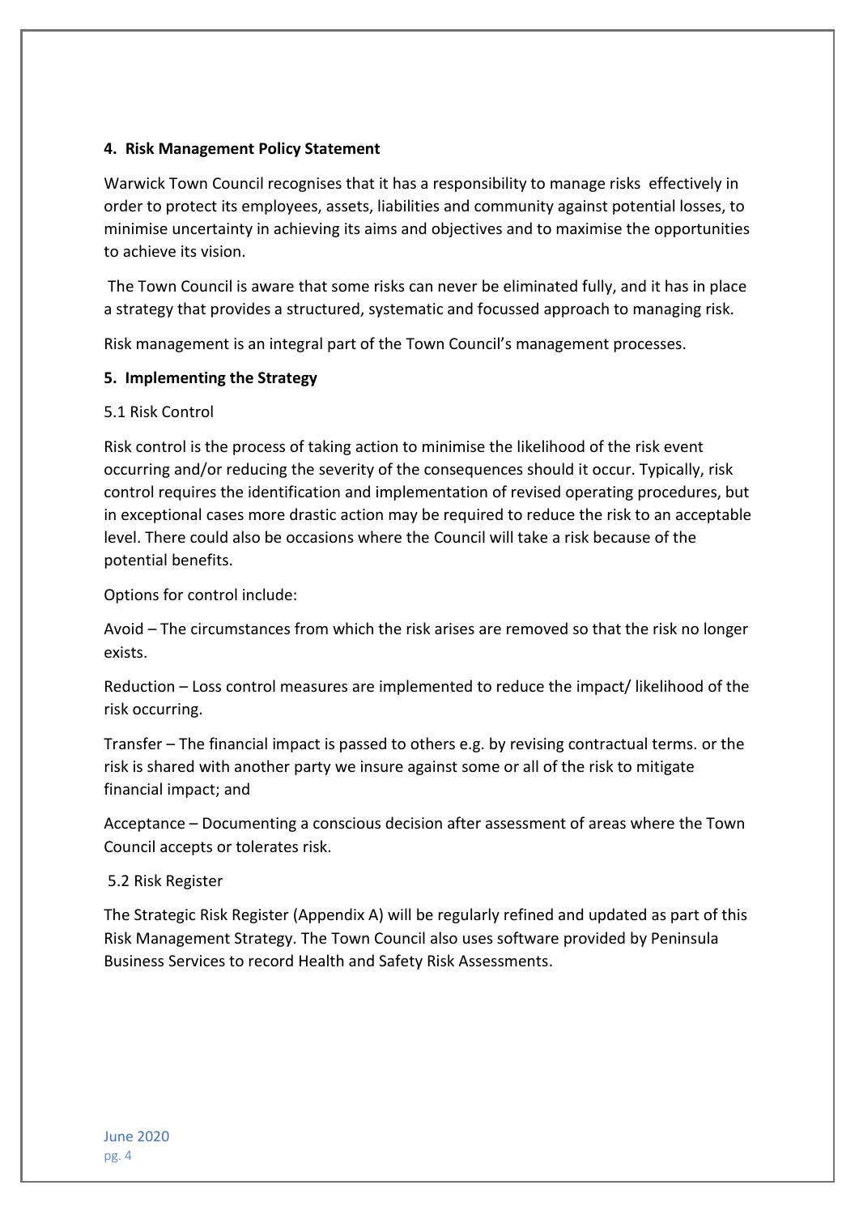## 4. Risk Management Policy Statement

Warwick Town Council recognises that it has a responsibility to manage risks effectively in order to protect its employees, assets, liabilities and community against potential losses, to minimise uncertainty in achieving its aims and objectives and to maximise the opportunities to achieve its vision.

The Town Council is aware that some risks can never be eliminated fully, and it has in place a strategy that provides a structured, systematic and focussed approach to managing risk.

Risk management is an integral part of the Town Council's management processes.

## 5. Implementing the Strategy

### 5.1 Risk Control

Risk control is the process of taking action to minimise the likelihood of the risk event occurring and/or reducing the severity of the consequences should it occur. Typically, risk control requires the identification and implementation of revised operating procedures, but in exceptional cases more drastic action may be required to reduce the risk to an acceptable level. There could also be occasions where the Council will take a risk because of the potential benefits.

Options for control include:

Avoid – The circumstances from which the risk arises are removed so that the risk no longer exists.

Reduction – Loss control measures are implemented to reduce the impact/ likelihood of the risk occurring.

Transfer – The financial impact is passed to others e.g. by revising contractual terms. or the risk is shared with another party we insure against some or all of the risk to mitigate financial impact; and

Acceptance – Documenting a conscious decision after assessment of areas where the Town Council accepts or tolerates risk.

### 5.2 Risk Register

The Strategic Risk Register (Appendix A) will be regularly refined and updated as part of this Risk Management Strategy. The Town Council also uses software provided by Peninsula Business Services to record Health and Safety Risk Assessments.

June 2020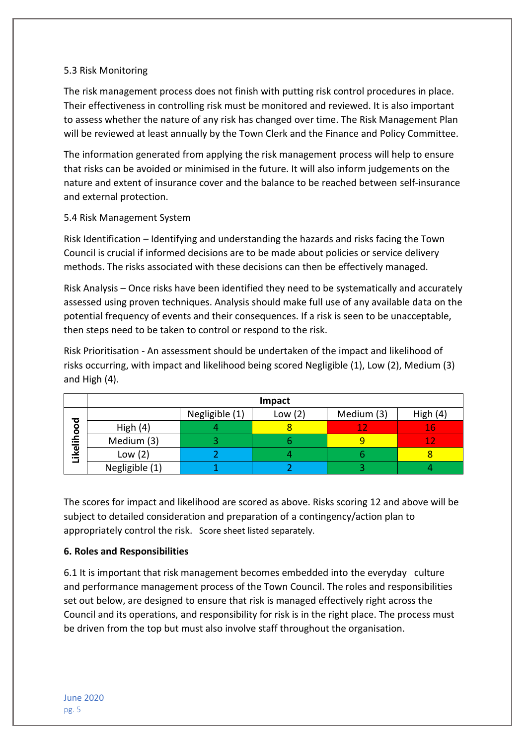5.3 Risk Monitoring

The risk management process does not finish with putting risk control procedures in place. Their effectiveness in controlling risk must be monitored and reviewed. It is also important to assess whether the nature of any risk has changed over time. The Risk Management Plan will be reviewed at least annually by the Town Clerk and the Finance and Policy Committee.

The information generated from applying the risk management process will help to ensure that risks can be avoided or minimised in the future. It will also inform judgements on the nature and extent of insurance cover and the balance to be reached between self-insurance and external protection.

5.4 Risk Management System

Risk Identification – Identifying and understanding the hazards and risks facing the Town Council is crucial if informed decisions are to be made about policies or service delivery methods. The risks associated with these decisions can then be effectively managed.

Risk Analysis – Once risks have been identified they need to be systematically and accurately assessed using proven techniques. Analysis should make full use of any available data on the potential frequency of events and their consequences. If a risk is seen to be unacceptable, then steps need to be taken to control or respond to the risk.

Risk Prioritisation - An assessment should be undertaken of the impact and likelihood of risks occurring, with impact and likelihood being scored Negligible (1), Low (2), Medium (3) and High (4).

| | | Impact | | | |
|---|---|---|---|---|---|
| | | Negligible (1) | Low (2) | Medium (3) | High (4) |
| Likelihood | High (4) | 4 | 8 | 12 | 16 |
| | Medium (3) | 3 | 6 | 9 | 12 |
| | Low (2) | 2 | 4 | 6 | 8 |
| | Negligible (1) | 1 | 2 | 3 | 4 |

The scores for impact and likelihood are scored as above. Risks scoring 12 and above will be subject to detailed consideration and preparation of a contingency/action plan to appropriately control the risk. Score sheet listed separately.

**6. Roles and Responsibilities**

6.1 It is important that risk management becomes embedded into the everyday culture and performance management process of the Town Council. The roles and responsibilities set out below, are designed to ensure that risk is managed effectively right across the Council and its operations, and responsibility for risk is in the right place. The process must be driven from the top but must also involve staff throughout the organisation.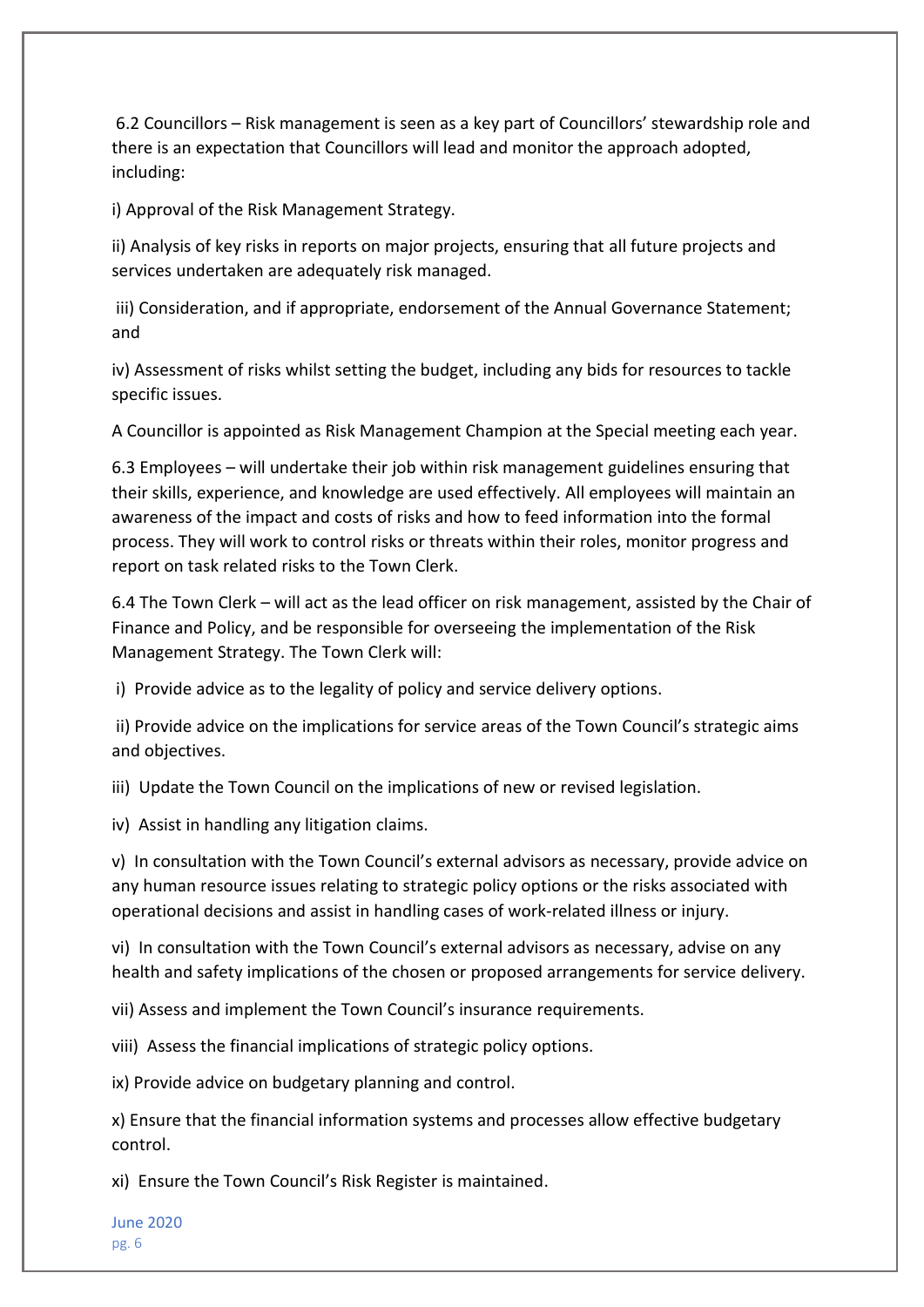6.2 Councillors – Risk management is seen as a key part of Councillors' stewardship role and there is an expectation that Councillors will lead and monitor the approach adopted, including:

i) Approval of the Risk Management Strategy.

ii) Analysis of key risks in reports on major projects, ensuring that all future projects and services undertaken are adequately risk managed.

iii) Consideration, and if appropriate, endorsement of the Annual Governance Statement; and

iv) Assessment of risks whilst setting the budget, including any bids for resources to tackle specific issues.

A Councillor is appointed as Risk Management Champion at the Special meeting each year.

6.3 Employees – will undertake their job within risk management guidelines ensuring that their skills, experience, and knowledge are used effectively. All employees will maintain an awareness of the impact and costs of risks and how to feed information into the formal process. They will work to control risks or threats within their roles, monitor progress and report on task related risks to the Town Clerk.

6.4 The Town Clerk – will act as the lead officer on risk management, assisted by the Chair of Finance and Policy, and be responsible for overseeing the implementation of the Risk Management Strategy. The Town Clerk will:

i) Provide advice as to the legality of policy and service delivery options.

ii) Provide advice on the implications for service areas of the Town Council's strategic aims and objectives.

iii) Update the Town Council on the implications of new or revised legislation.

iv) Assist in handling any litigation claims.

v) In consultation with the Town Council's external advisors as necessary, provide advice on any human resource issues relating to strategic policy options or the risks associated with operational decisions and assist in handling cases of work-related illness or injury.

vi) In consultation with the Town Council's external advisors as necessary, advise on any health and safety implications of the chosen or proposed arrangements for service delivery.

vii) Assess and implement the Town Council's insurance requirements.

viii) Assess the financial implications of strategic policy options.

ix) Provide advice on budgetary planning and control.

x) Ensure that the financial information systems and processes allow effective budgetary control.

xi) Ensure the Town Council's Risk Register is maintained.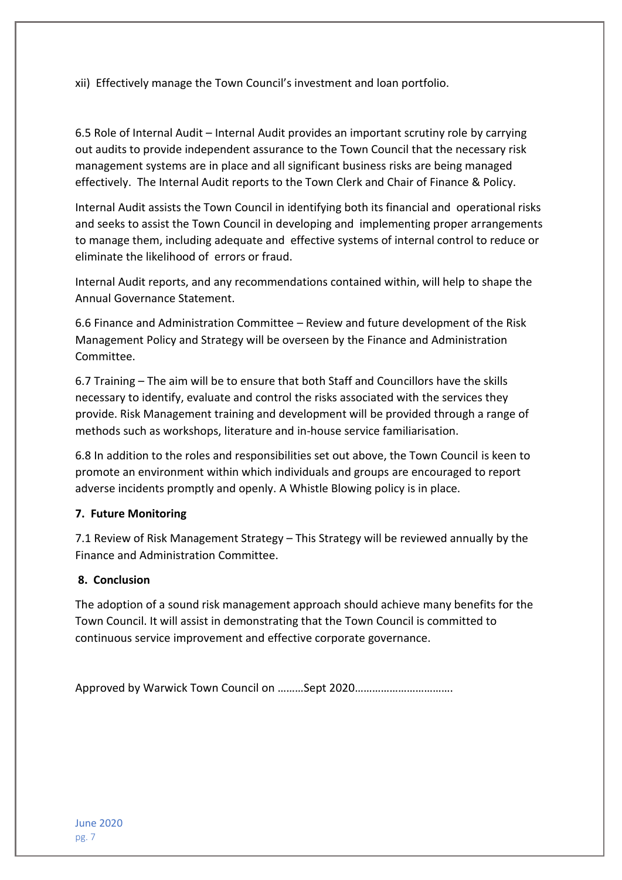xii) Effectively manage the Town Council's investment and loan portfolio.

6.5 Role of Internal Audit – Internal Audit provides an important scrutiny role by carrying out audits to provide independent assurance to the Town Council that the necessary risk management systems are in place and all significant business risks are being managed effectively. The Internal Audit reports to the Town Clerk and Chair of Finance & Policy.

Internal Audit assists the Town Council in identifying both its financial and operational risks and seeks to assist the Town Council in developing and implementing proper arrangements to manage them, including adequate and effective systems of internal control to reduce or eliminate the likelihood of errors or fraud.

Internal Audit reports, and any recommendations contained within, will help to shape the Annual Governance Statement.

6.6 Finance and Administration Committee – Review and future development of the Risk Management Policy and Strategy will be overseen by the Finance and Administration Committee.

6.7 Training – The aim will be to ensure that both Staff and Councillors have the skills necessary to identify, evaluate and control the risks associated with the services they provide. Risk Management training and development will be provided through a range of methods such as workshops, literature and in-house service familiarisation.

6.8 In addition to the roles and responsibilities set out above, the Town Council is keen to promote an environment within which individuals and groups are encouraged to report adverse incidents promptly and openly. A Whistle Blowing policy is in place.

**7. Future Monitoring**

7.1 Review of Risk Management Strategy – This Strategy will be reviewed annually by the Finance and Administration Committee.

**8. Conclusion**

The adoption of a sound risk management approach should achieve many benefits for the Town Council. It will assist in demonstrating that the Town Council is committed to continuous service improvement and effective corporate governance.

Approved by Warwick Town Council on ………Sept 2020…………………………….

June 2020